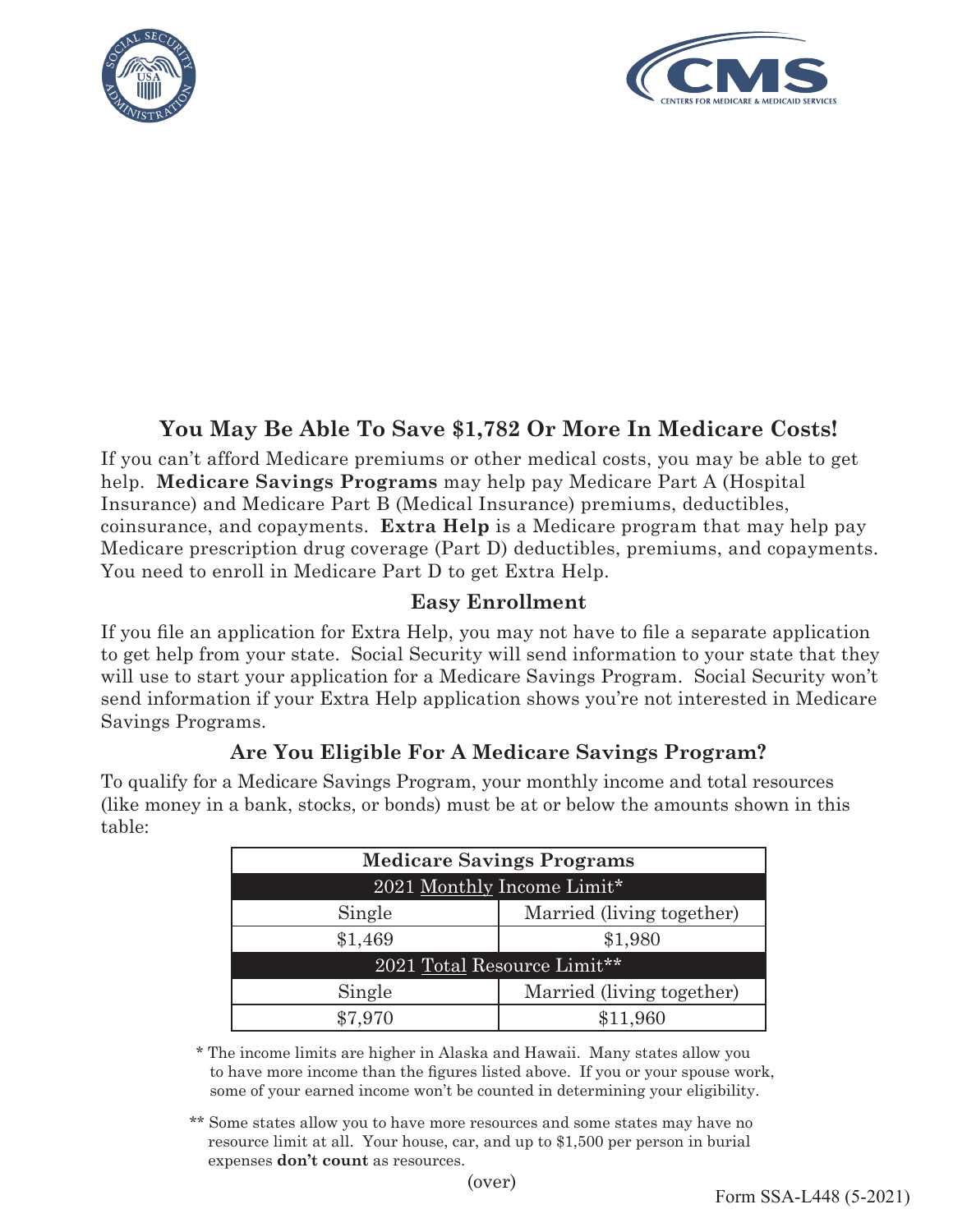## You May Be Able To Save $1,782 Or More In Medicare Costs!

If you can't afford Medicare premiums or other medical costs, you may be able to get help. **Medicare Savings Programs** may help pay Medicare Part A (Hospital Insurance) and Medicare Part B (Medical Insurance) premiums, deductibles, coinsurance, and copayments. **Extra Help** is a Medicare program that may help pay Medicare prescription drug coverage (Part D) deductibles, premiums, and copayments. You need to enroll in Medicare Part D to get Extra Help.

### Easy Enrollment

If you file an application for Extra Help, you may not have to file a separate application to get help from your state. Social Security will send information to your state that they will use to start your application for a Medicare Savings Program. Social Security won't send information if your Extra Help application shows you're not interested in Medicare Savings Programs.

### Are You Eligible For A Medicare Savings Program?

To qualify for a Medicare Savings Program, your monthly income and total resources (like money in a bank, stocks, or bonds) must be at or below the amounts shown in this table:

| Medicare Savings Programs | |
|---|---|
| 2021 Monthly Income Limit* | |
| Single | Married (living together) |
| $1,469 | $1,980 |
| 2021 Total Resource Limit** | |
| Single | Married (living together) |
| $7,970 | $11,960 |

\* The income limits are higher in Alaska and Hawaii. Many states allow you to have more income than the figures listed above. If you or your spouse work, some of your earned income won't be counted in determining your eligibility.

\*\* Some states allow you to have more resources and some states may have no resource limit at all. Your house, car, and up to $1,500 per person in burial expenses **don't count** as resources.

(over)

Form SSA-L448 (5-2021)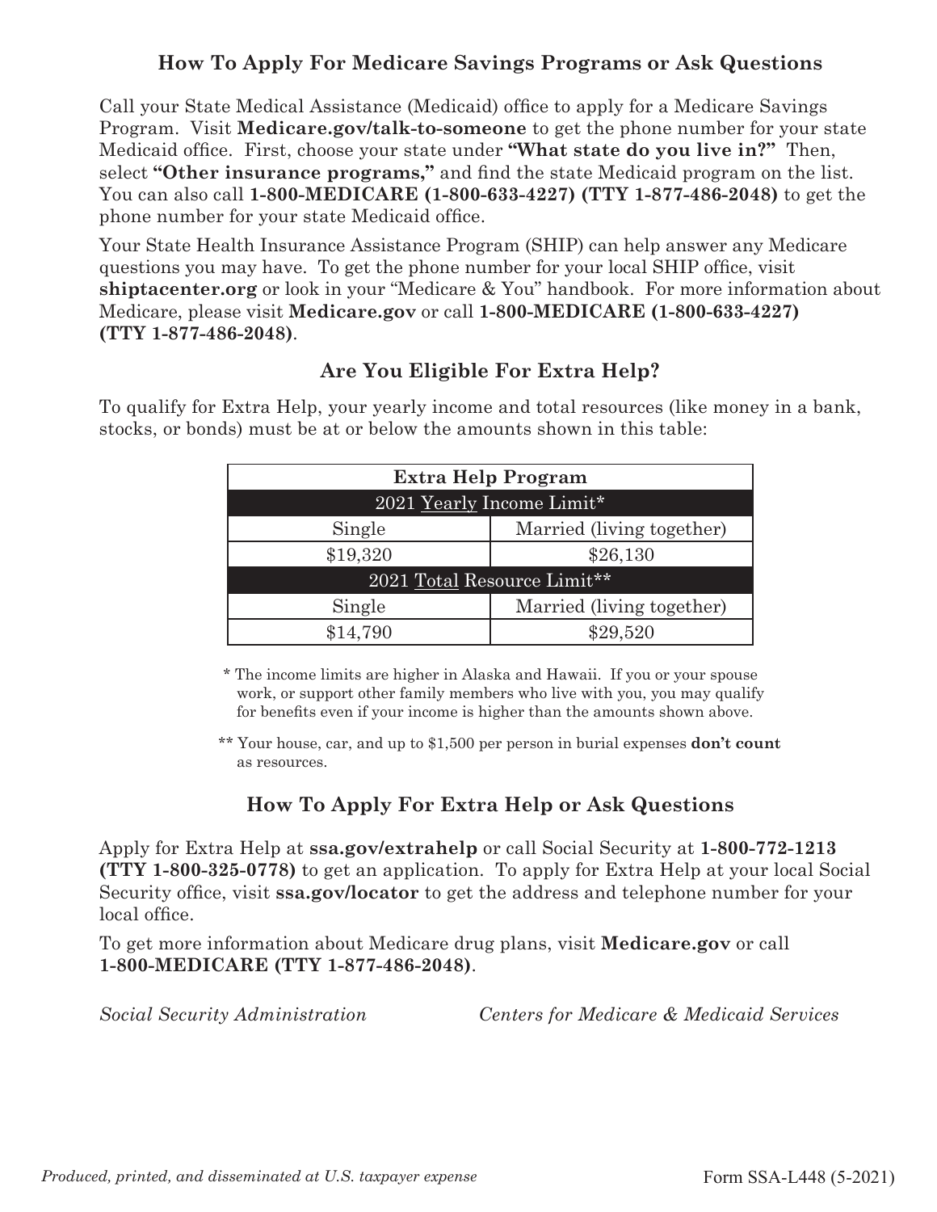## How To Apply For Medicare Savings Programs or Ask Questions

Call your State Medical Assistance (Medicaid) office to apply for a Medicare Savings Program. Visit **Medicare.gov/talk-to-someone** to get the phone number for your state Medicaid office. First, choose your state under **"What state do you live in?"** Then, select **"Other insurance programs,"** and find the state Medicaid program on the list. You can also call **1-800-MEDICARE (1-800-633-4227) (TTY 1-877-486-2048)** to get the phone number for your state Medicaid office.

Your State Health Insurance Assistance Program (SHIP) can help answer any Medicare questions you may have. To get the phone number for your local SHIP office, visit **shiptacenter.org** or look in your "Medicare & You" handbook. For more information about Medicare, please visit **Medicare.gov** or call **1-800-MEDICARE (1-800-633-4227) (TTY 1-877-486-2048)**.

## Are You Eligible For Extra Help?

To qualify for Extra Help, your yearly income and total resources (like money in a bank, stocks, or bonds) must be at or below the amounts shown in this table:

| **Extra Help Program** | |
|---|---|
| 2021 Yearly Income Limit* | |
| Single | Married (living together) |
| $19,320 | $26,130 |
| 2021 Total Resource Limit** | |
| Single | Married (living together) |
| $14,790 | $29,520 |

\* The income limits are higher in Alaska and Hawaii. If you or your spouse work, or support other family members who live with you, you may qualify for benefits even if your income is higher than the amounts shown above.

\** Your house, car, and up to $1,500 per person in burial expenses **don't count** as resources.

## How To Apply For Extra Help or Ask Questions

Apply for Extra Help at **ssa.gov/extrahelp** or call Social Security at **1-800-772-1213 (TTY 1-800-325-0778)** to get an application. To apply for Extra Help at your local Social Security office, visit **ssa.gov/locator** to get the address and telephone number for your local office.

To get more information about Medicare drug plans, visit **Medicare.gov** or call **1-800-MEDICARE (TTY 1-877-486-2048)**.

*Social Security Administration* *Centers for Medicare & Medicaid Services*

*Produced, printed, and disseminated at U.S. taxpayer expense* Form SSA-L448 (5-2021)